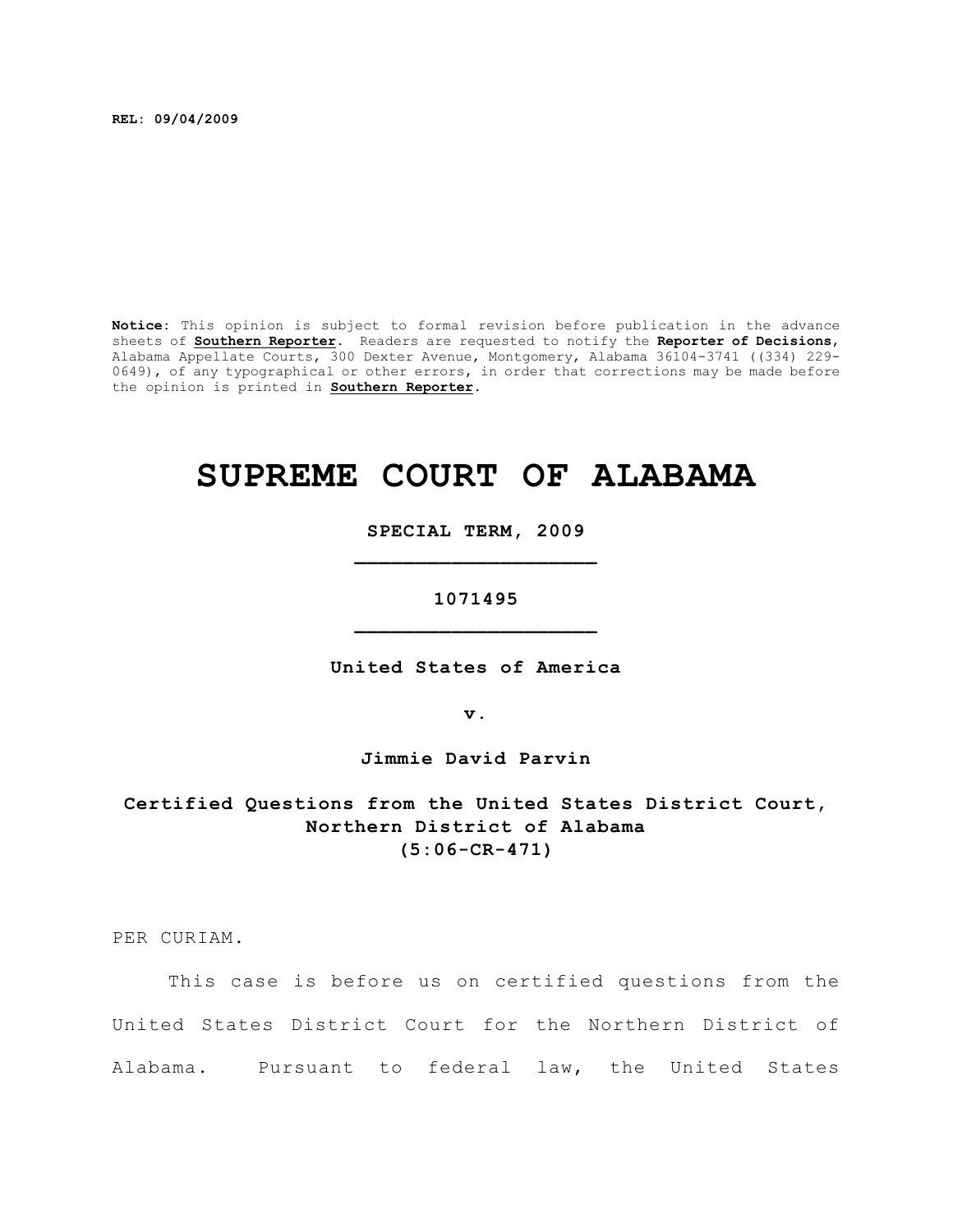**REL: 09/04/2009**

**Notice:** This opinion is subject to formal revision before publication in the advance sheets of **Southern Reporter**. Readers are requested to notify the **Reporter of Decisions**, Alabama Appellate Courts, 300 Dexter Avenue, Montgomery, Alabama 36104-3741 ((334) 229-0649), of any typographical or other errors, in order that corrections may be made before the opinion is printed in **Southern Reporter**.

# SUPREME COURT OF ALABAMA

**SPECIAL TERM, 2009**

**1071495**

**United States of America**

**v.**

**Jimmie David Parvin**

**Certified Questions from the United States District Court, Northern District of Alabama (5:06-CR-471)**

PER CURIAM.

This case is before us on certified questions from the United States District Court for the Northern District of Alabama. Pursuant to federal law, the United States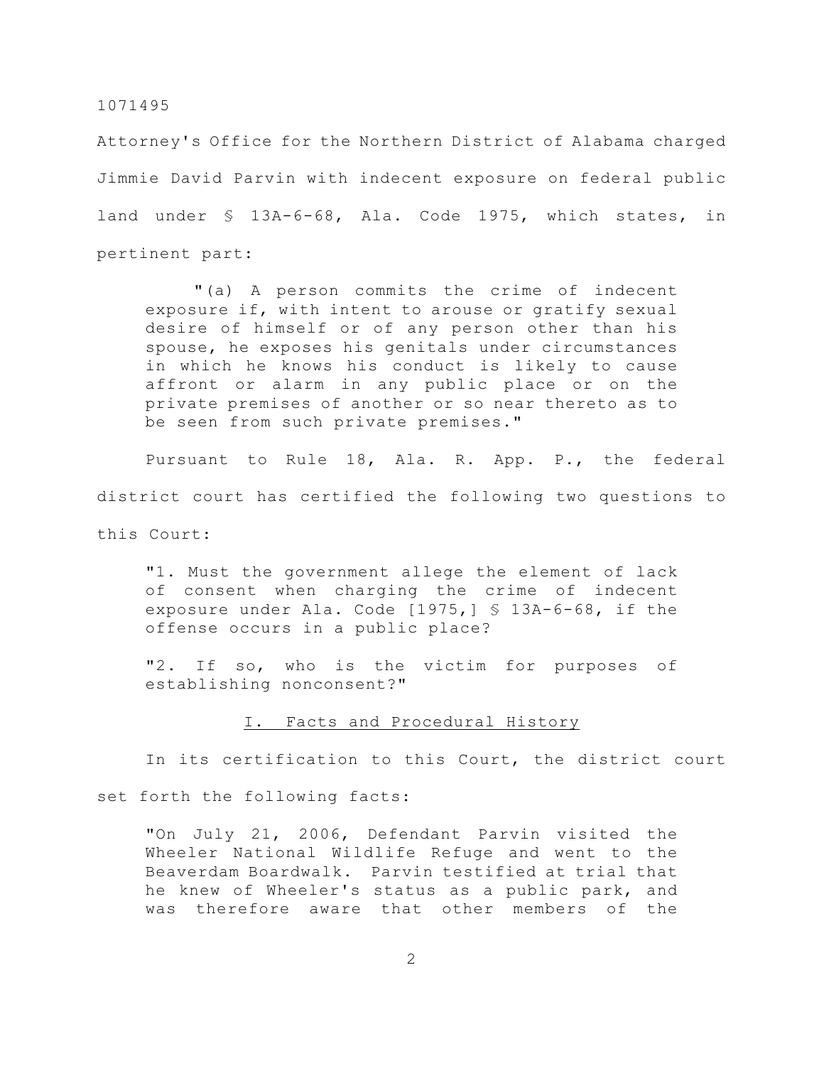Attorney's Office for the Northern District of Alabama charged Jimmie David Parvin with indecent exposure on federal public land under § 13A-6-68, Ala. Code 1975, which states, in pertinent part:

> "(a) A person commits the crime of indecent exposure if, with intent to arouse or gratify sexual desire of himself or of any person other than his spouse, he exposes his genitals under circumstances in which he knows his conduct is likely to cause affront or alarm in any public place or on the private premises of another or so near thereto as to be seen from such private premises."

Pursuant to Rule 18, Ala. R. App. P., the federal district court has certified the following two questions to this Court:

> "1. Must the government allege the element of lack of consent when charging the crime of indecent exposure under Ala. Code [1975,] § 13A-6-68, if the offense occurs in a public place?
>
> "2. If so, who is the victim for purposes of establishing nonconsent?"

## I. Facts and Procedural History

In its certification to this Court, the district court set forth the following facts:

> "On July 21, 2006, Defendant Parvin visited the Wheeler National Wildlife Refuge and went to the Beaverdam Boardwalk. Parvin testified at trial that he knew of Wheeler's status as a public park, and was therefore aware that other members of the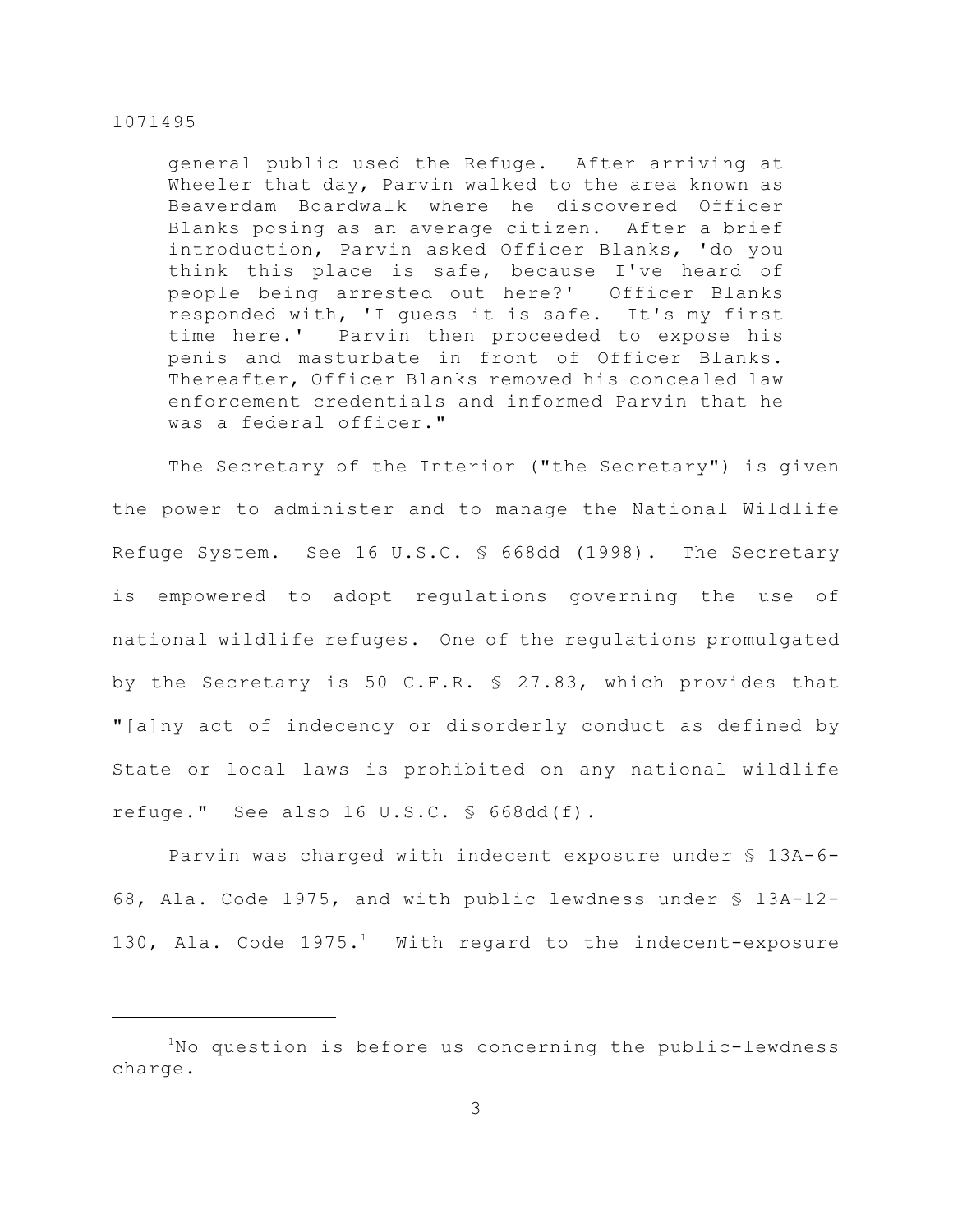> general public used the Refuge. After arriving at Wheeler that day, Parvin walked to the area known as Beaverdam Boardwalk where he discovered Officer Blanks posing as an average citizen. After a brief introduction, Parvin asked Officer Blanks, 'do you think this place is safe, because I've heard of people being arrested out here?' Officer Blanks responded with, 'I guess it is safe. It's my first time here.' Parvin then proceeded to expose his penis and masturbate in front of Officer Blanks. Thereafter, Officer Blanks removed his concealed law enforcement credentials and informed Parvin that he was a federal officer."

The Secretary of the Interior ("the Secretary") is given the power to administer and to manage the National Wildlife Refuge System. See 16 U.S.C. § 668dd (1998). The Secretary is empowered to adopt regulations governing the use of national wildlife refuges. One of the regulations promulgated by the Secretary is 50 C.F.R. § 27.83, which provides that "[a]ny act of indecency or disorderly conduct as defined by State or local laws is prohibited on any national wildlife refuge." See also 16 U.S.C. § 668dd(f).

Parvin was charged with indecent exposure under § 13A-6-68, Ala. Code 1975, and with public lewdness under § 13A-12-130, Ala. Code 1975.[1] With regard to the indecent-exposure

---

[1] No question is before us concerning the public-lewdness charge.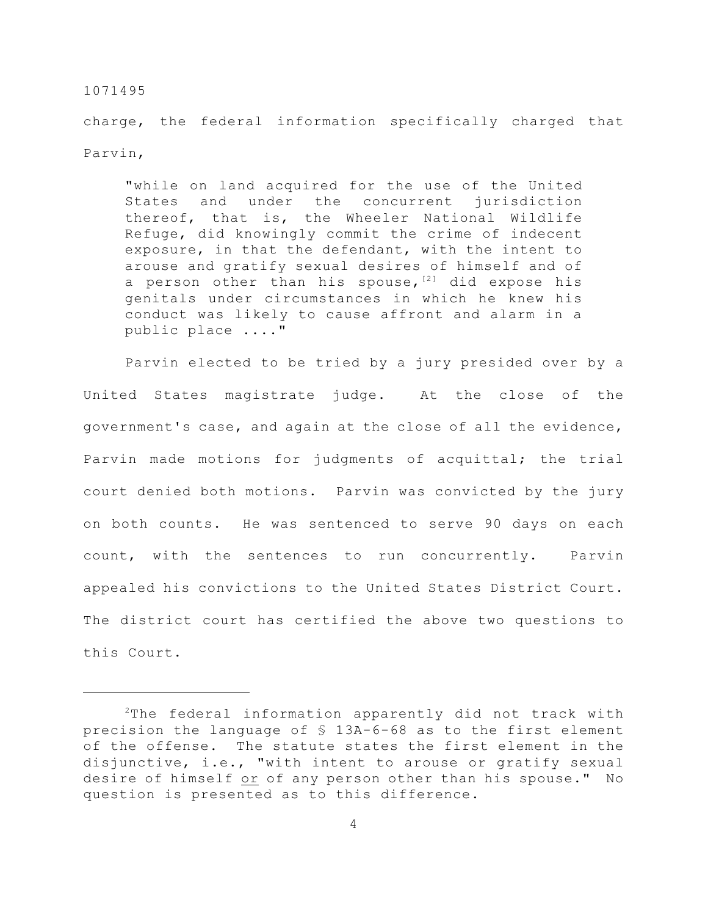charge, the federal information specifically charged that Parvin,

> "while on land acquired for the use of the United States and under the concurrent jurisdiction thereof, that is, the Wheeler National Wildlife Refuge, did knowingly commit the crime of indecent exposure, in that the defendant, with the intent to arouse and gratify sexual desires of himself and of a person other than his spouse,[2] did expose his genitals under circumstances in which he knew his conduct was likely to cause affront and alarm in a public place ...."

Parvin elected to be tried by a jury presided over by a United States magistrate judge. At the close of the government's case, and again at the close of all the evidence, Parvin made motions for judgments of acquittal; the trial court denied both motions. Parvin was convicted by the jury on both counts. He was sentenced to serve 90 days on each count, with the sentences to run concurrently. Parvin appealed his convictions to the United States District Court. The district court has certified the above two questions to this Court.

---

[2]The federal information apparently did not track with precision the language of § 13A-6-68 as to the first element of the offense. The statute states the first element in the disjunctive, i.e., "with intent to arouse or gratify sexual desire of himself or of any person other than his spouse." No question is presented as to this difference.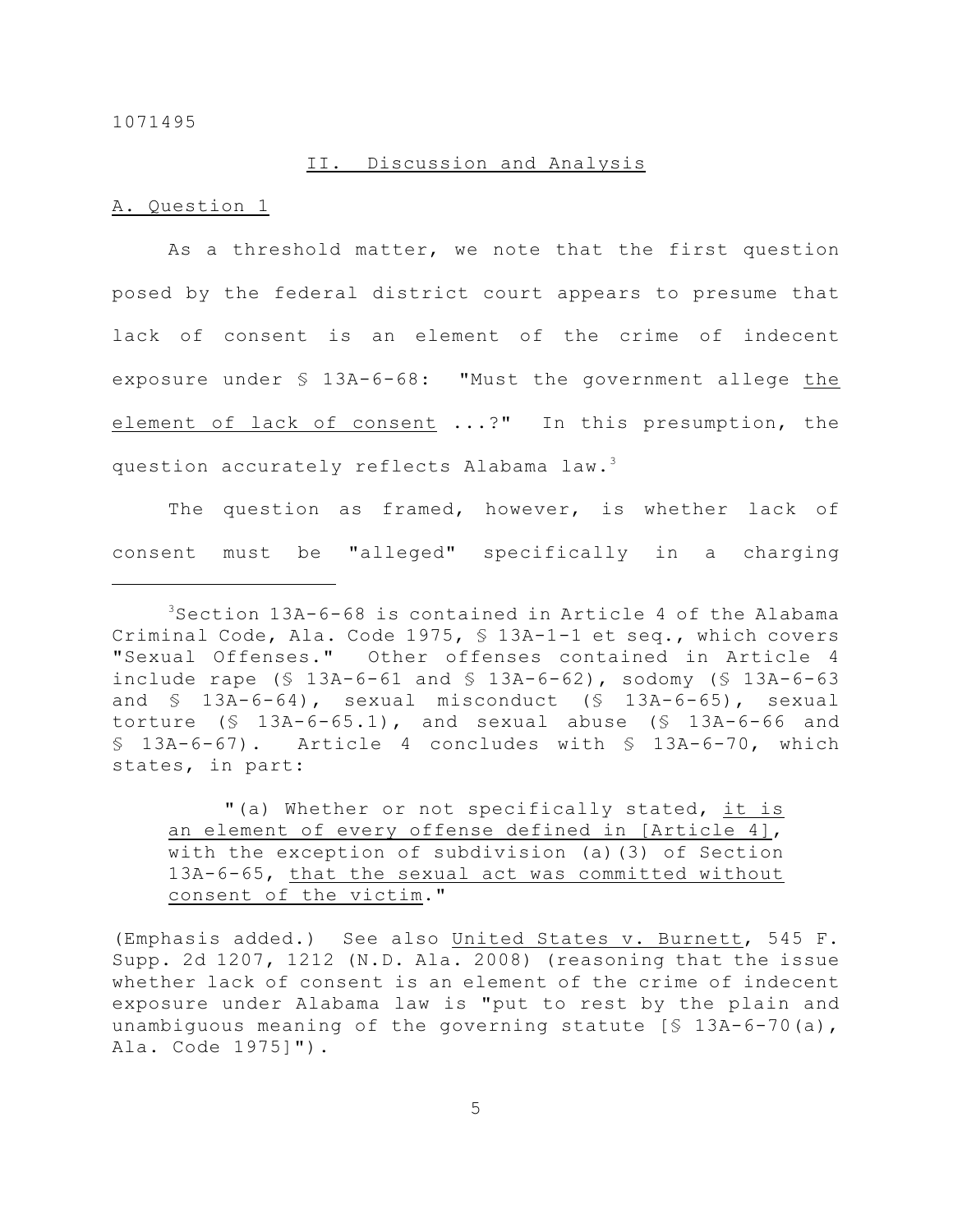## II. Discussion and Analysis

### A. Question 1

As a threshold matter, we note that the first question posed by the federal district court appears to presume that lack of consent is an element of the crime of indecent exposure under § 13A-6-68: "Must the government allege the element of lack of consent ...?" In this presumption, the question accurately reflects Alabama law.[3]

The question as framed, however, is whether lack of consent must be "alleged" specifically in a charging

---

[3]Section 13A-6-68 is contained in Article 4 of the Alabama Criminal Code, Ala. Code 1975, § 13A-1-1 et seq., which covers "Sexual Offenses." Other offenses contained in Article 4 include rape (§ 13A-6-61 and § 13A-6-62), sodomy (§ 13A-6-63 and § 13A-6-64), sexual misconduct (§ 13A-6-65), sexual torture (§ 13A-6-65.1), and sexual abuse (§ 13A-6-66 and § 13A-6-67). Article 4 concludes with § 13A-6-70, which states, in part:

> "(a) Whether or not specifically stated, it is an element of every offense defined in [Article 4], with the exception of subdivision (a)(3) of Section 13A-6-65, that the sexual act was committed without consent of the victim."

(Emphasis added.) See also *United States v. Burnett*, 545 F. Supp. 2d 1207, 1212 (N.D. Ala. 2008) (reasoning that the issue whether lack of consent is an element of the crime of indecent exposure under Alabama law is "put to rest by the plain and unambiguous meaning of the governing statute [§ 13A-6-70(a), Ala. Code 1975]").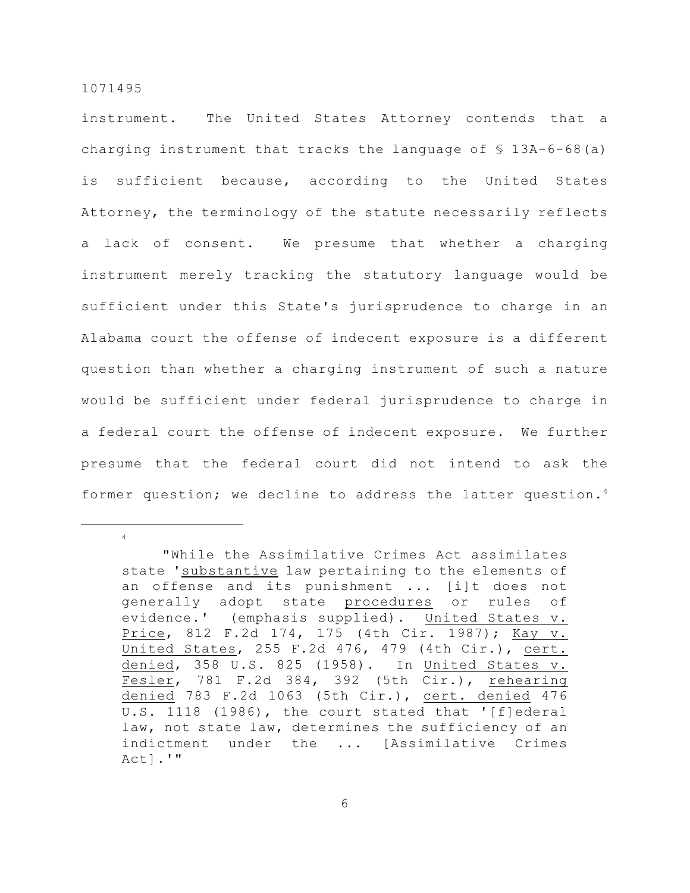instrument. The United States Attorney contends that a charging instrument that tracks the language of § 13A-6-68(a) is sufficient because, according to the United States Attorney, the terminology of the statute necessarily reflects a lack of consent. We presume that whether a charging instrument merely tracking the statutory language would be sufficient under this State's jurisprudence to charge in an Alabama court the offense of indecent exposure is a different question than whether a charging instrument of such a nature would be sufficient under federal jurisprudence to charge in a federal court the offense of indecent exposure. We further presume that the federal court did not intend to ask the former question; we decline to address the latter question.[4]

---

[4] "While the Assimilative Crimes Act assimilates state '<u>substantive</u> law pertaining to the elements of an offense and its punishment ... [i]t does not generally adopt state <u>procedures</u> or rules of evidence.' (emphasis supplied). <u>United States v. Price</u>, 812 F.2d 174, 175 (4th Cir. 1987); <u>Kay v. United States</u>, 255 F.2d 476, 479 (4th Cir.), <u>cert. denied</u>, 358 U.S. 825 (1958). In <u>United States v. Fesler</u>, 781 F.2d 384, 392 (5th Cir.), <u>rehearing denied</u> 783 F.2d 1063 (5th Cir.), <u>cert. denied</u> 476 U.S. 1118 (1986), the court stated that '[f]ederal law, not state law, determines the sufficiency of an indictment under the ... [Assimilative Crimes Act].'"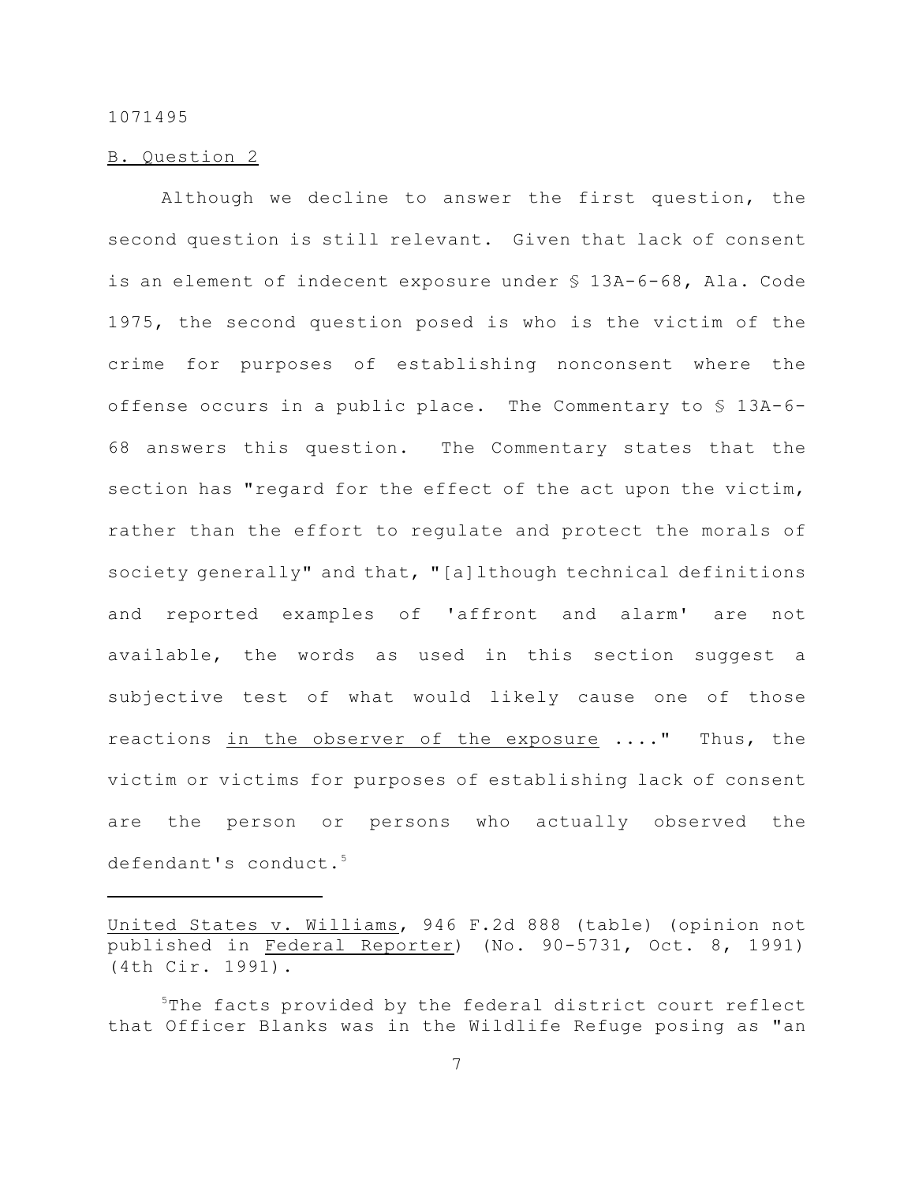B. Question 2

Although we decline to answer the first question, the second question is still relevant. Given that lack of consent is an element of indecent exposure under § 13A-6-68, Ala. Code 1975, the second question posed is who is the victim of the crime for purposes of establishing nonconsent where the offense occurs in a public place. The Commentary to § 13A-6-68 answers this question. The Commentary states that the section has "regard for the effect of the act upon the victim, rather than the effort to regulate and protect the morals of society generally" and that, "[a]lthough technical definitions and reported examples of 'affront and alarm' are not available, the words as used in this section suggest a subjective test of what would likely cause one of those reactions _in the observer of the exposure_ ...." Thus, the victim or victims for purposes of establishing lack of consent are the person or persons who actually observed the defendant's conduct.[5]

---

_United States v. Williams_, 946 F.2d 888 (table) (opinion not published in _Federal Reporter_) (No. 90-5731, Oct. 8, 1991) (4th Cir. 1991).

[5]The facts provided by the federal district court reflect that Officer Blanks was in the Wildlife Refuge posing as "an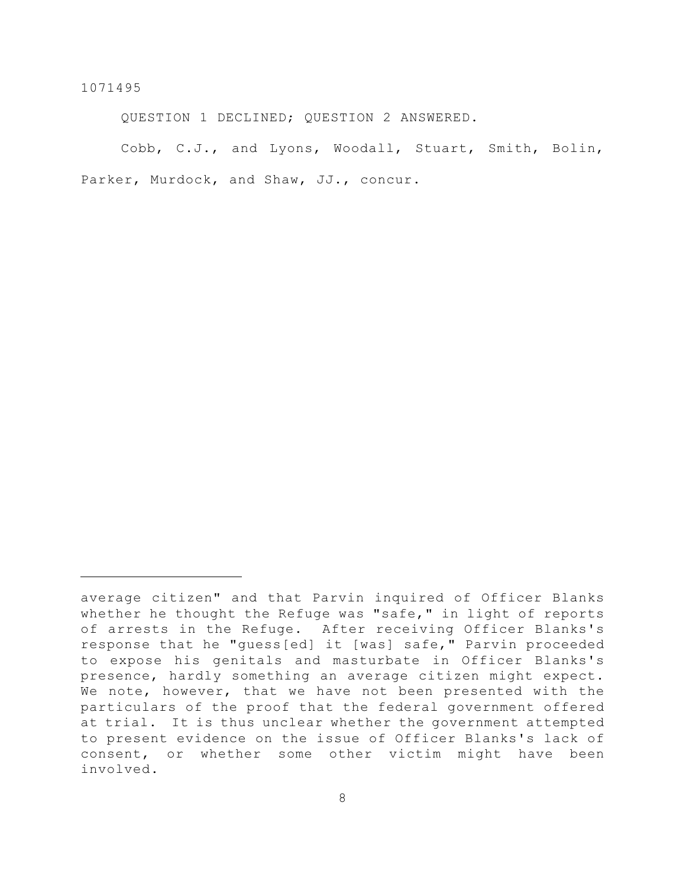1071495

QUESTION 1 DECLINED; QUESTION 2 ANSWERED.

Cobb, C.J., and Lyons, Woodall, Stuart, Smith, Bolin, Parker, Murdock, and Shaw, JJ., concur.

---

average citizen" and that Parvin inquired of Officer Blanks whether he thought the Refuge was "safe," in light of reports of arrests in the Refuge. After receiving Officer Blanks's response that he "guess[ed] it [was] safe," Parvin proceeded to expose his genitals and masturbate in Officer Blanks's presence, hardly something an average citizen might expect. We note, however, that we have not been presented with the particulars of the proof that the federal government offered at trial. It is thus unclear whether the government attempted to present evidence on the issue of Officer Blanks's lack of consent, or whether some other victim might have been involved.